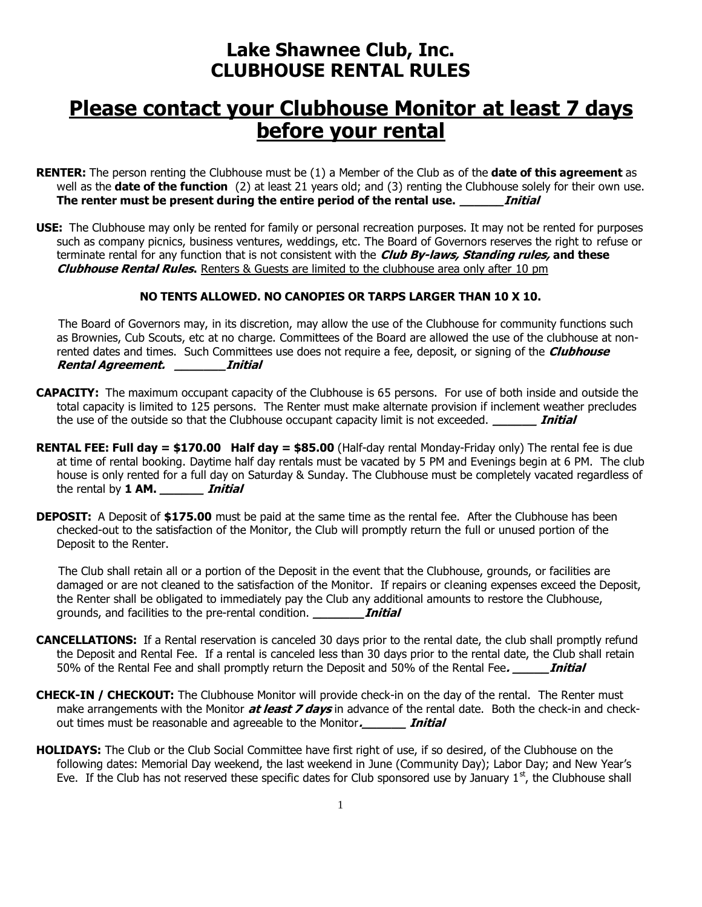# Lake Shawnee Club, Inc.
# CLUBHOUSE RENTAL RULES

## Please contact your Clubhouse Monitor at least 7 days before your rental

**RENTER:** The person renting the Clubhouse must be (1) a Member of the Club as of the **date of this agreement** as well as the **date of the function** (2) at least 21 years old; and (3) renting the Clubhouse solely for their own use. **The renter must be present during the entire period of the rental use. ______*Initial***

**USE:** The Clubhouse may only be rented for family or personal recreation purposes. It may not be rented for purposes such as company picnics, business ventures, weddings, etc. The Board of Governors reserves the right to refuse or terminate rental for any function that is not consistent with the ***Club By-laws, Standing rules,* and these *Clubhouse Rental Rules*.** <u>Renters & Guests are limited to the clubhouse area only after 10 pm</u>

**NO TENTS ALLOWED. NO CANOPIES OR TARPS LARGER THAN 10 X 10.**

The Board of Governors, in its discretion, may allow the use of the Clubhouse for community functions such as Brownies, Cub Scouts, etc at no charge. Committees of the Board are allowed the use of the clubhouse at non-rented dates and times. Such Committees use does not require a fee, deposit, or signing of the ***Clubhouse Rental Agreement. _______Initial***

**CAPACITY:** The maximum occupant capacity of the Clubhouse is 65 persons. For use of both inside and outside the total capacity is limited to 125 persons. The Renter must make alternate provision if inclement weather precludes the use of the outside so that the Clubhouse occupant capacity limit is not exceeded. **______ *Initial***

**RENTAL FEE: Full day = $170.00 Half day = $85.00** (Half-day rental Monday-Friday only) The rental fee is due at time of rental booking. Daytime half day rentals must be vacated by 5 PM and Evenings begin at 6 PM. The club house is only rented for a full day on Saturday & Sunday. The Clubhouse must be completely vacated regardless of the rental by **1 AM. ______ *Initial***

**DEPOSIT:** A Deposit of **$175.00** must be paid at the same time as the rental fee. After the Clubhouse has been checked-out to the satisfaction of the Monitor, the Club will promptly return the full or unused portion of the Deposit to the Renter.

The Club shall retain all or a portion of the Deposit in the event that the Clubhouse, grounds, or facilities are damaged or are not cleaned to the satisfaction of the Monitor. If repairs or cleaning expenses exceed the Deposit, the Renter shall be obligated to immediately pay the Club any additional amounts to restore the Clubhouse, grounds, and facilities to the pre-rental condition. **_______*Initial***

**CANCELLATIONS:** If a Rental reservation is canceled 30 days prior to the rental date, the club shall promptly refund the Deposit and Rental Fee. If a rental is canceled less than 30 days prior to the rental date, the Club shall retain 50% of the Rental Fee and shall promptly return the Deposit and 50% of the Rental Fee**. _____*Initial***

**CHECK-IN / CHECKOUT:** The Clubhouse Monitor will provide check-in on the day of the rental. The Renter must make arrangements with the Monitor ***at least 7 days*** in advance of the rental date. Both the check-in and check-out times must be reasonable and agreeable to the Monitor**.______ *Initial***

**HOLIDAYS:** The Club or the Club Social Committee have first right of use, if so desired, of the Clubhouse on the following dates: Memorial Day weekend, the last weekend in June (Community Day); Labor Day; and New Year's Eve. If the Club has not reserved these specific dates for Club sponsored use by January 1st, the Clubhouse shall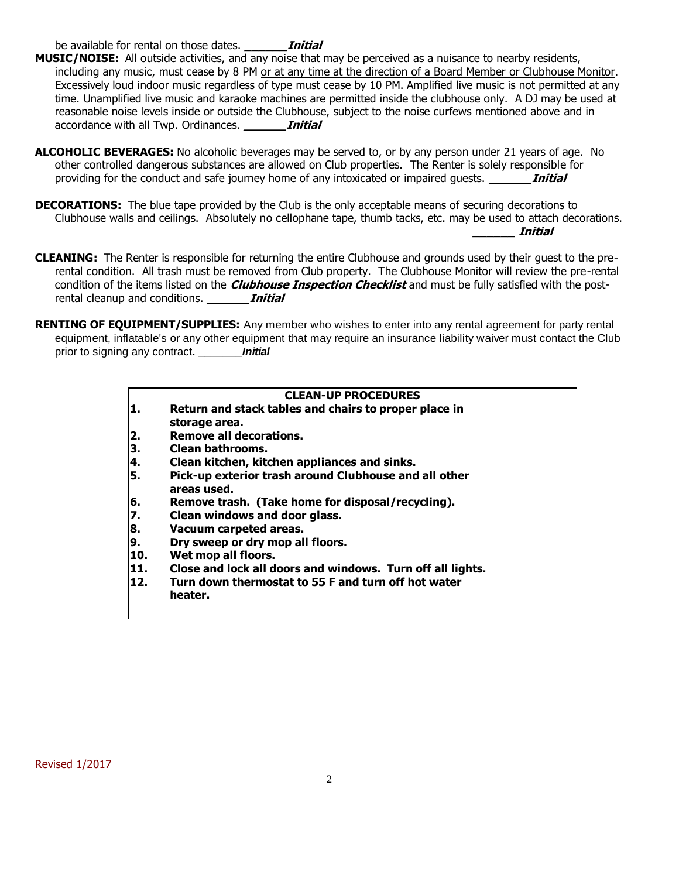be available for rental on those dates. ______***Initial***

**MUSIC/NOISE:** All outside activities, and any noise that may be perceived as a nuisance to nearby residents, including any music, must cease by 8 PM or at any time at the direction of a Board Member or Clubhouse Monitor. Excessively loud indoor music regardless of type must cease by 10 PM. Amplified live music is not permitted at any time. Unamplified live music and karaoke machines are permitted inside the clubhouse only. A DJ may be used at reasonable noise levels inside or outside the Clubhouse, subject to the noise curfews mentioned above and in accordance with all Twp. Ordinances. ______***Initial***

**ALCOHOLIC BEVERAGES:** No alcoholic beverages may be served to, or by any person under 21 years of age. No other controlled dangerous substances are allowed on Club properties. The Renter is solely responsible for providing for the conduct and safe journey home of any intoxicated or impaired guests. ______***Initial***

**DECORATIONS:** The blue tape provided by the Club is the only acceptable means of securing decorations to Clubhouse walls and ceilings. Absolutely no cellophane tape, thumb tacks, etc. may be used to attach decorations. ______ ***Initial***

**CLEANING:** The Renter is responsible for returning the entire Clubhouse and grounds used by their guest to the pre-rental condition. All trash must be removed from Club property. The Clubhouse Monitor will review the pre-rental condition of the items listed on the ***Clubhouse Inspection Checklist*** and must be fully satisfied with the post-rental cleanup and conditions. ______***Initial***

**RENTING OF EQUIPMENT/SUPPLIES:** Any member who wishes to enter into any rental agreement for party rental equipment, inflatable's or any other equipment that may require an insurance liability waiver must contact the Club prior to signing any contract. _______***Initial***

**CLEAN-UP PROCEDURES**

1. **Return and stack tables and chairs to proper place in storage area.**
2. **Remove all decorations.**
3. **Clean bathrooms.**
4. **Clean kitchen, kitchen appliances and sinks.**
5. **Pick-up exterior trash around Clubhouse and all other areas used.**
6. **Remove trash. (Take home for disposal/recycling).**
7. **Clean windows and door glass.**
8. **Vacuum carpeted areas.**
9. **Dry sweep or dry mop all floors.**
10. **Wet mop all floors.**
11. **Close and lock all doors and windows. Turn off all lights.**
12. **Turn down thermostat to 55 F and turn off hot water heater.**

Revised 1/2017